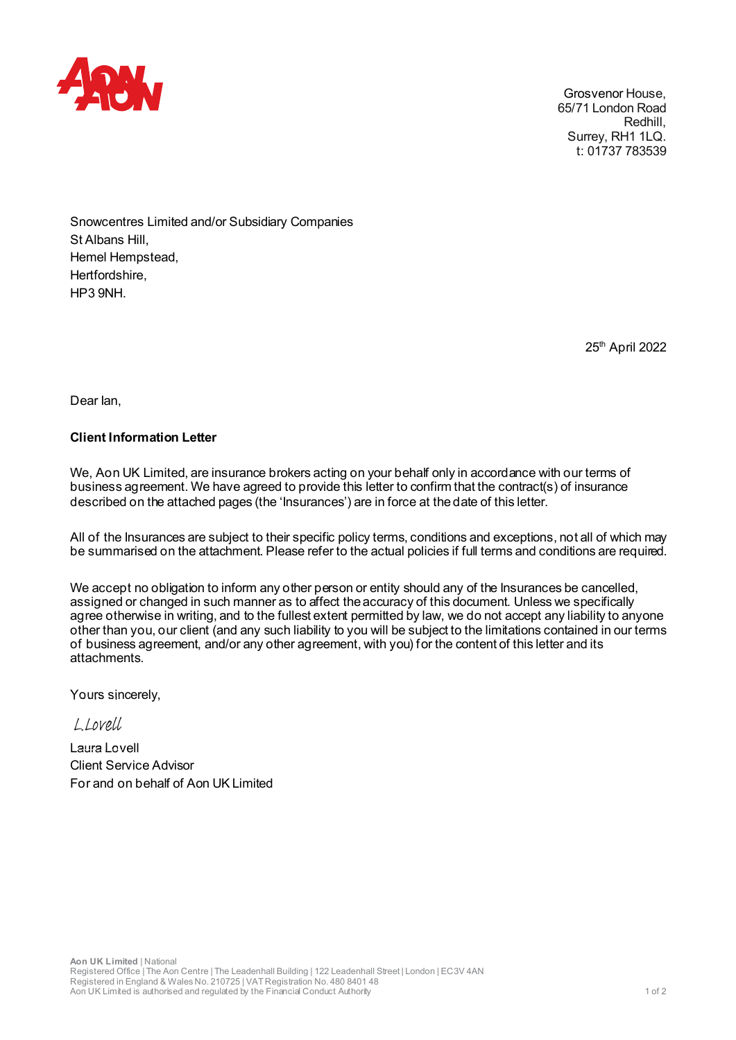Grosvenor House,
65/71 London Road
Redhill,
Surrey, RH1 1LQ.
t: 01737 783539

Snowcentres Limited and/or Subsidiary Companies
St Albans Hill,
Hemel Hempstead,
Hertfordshire,
HP3 9NH.

25th April 2022

Dear Ian,

**Client Information Letter**

We, Aon UK Limited, are insurance brokers acting on your behalf only in accordance with our terms of business agreement. We have agreed to provide this letter to confirm that the contract(s) of insurance described on the attached pages (the 'Insurances') are in force at the date of this letter.

All of the Insurances are subject to their specific policy terms, conditions and exceptions, not all of which may be summarised on the attachment. Please refer to the actual policies if full terms and conditions are required.

We accept no obligation to inform any other person or entity should any of the Insurances be cancelled, assigned or changed in such manner as to affect the accuracy of this document. Unless we specifically agree otherwise in writing, and to the fullest extent permitted by law, we do not accept any liability to anyone other than you, our client (and any such liability to you will be subject to the limitations contained in our terms of business agreement, and/or any other agreement, with you) for the content of this letter and its attachments.

Yours sincerely,

L.Lovell

Laura Lovell
Client Service Advisor
For and on behalf of Aon UK Limited

**Aon UK Limited** | National
Registered Office | The Aon Centre | The Leadenhall Building | 122 Leadenhall Street | London | EC3V 4AN
Registered in England & Wales No. 210725 | VAT Registration No. 480 8401 48
Aon UK Limited is authorised and regulated by the Financial Conduct Authority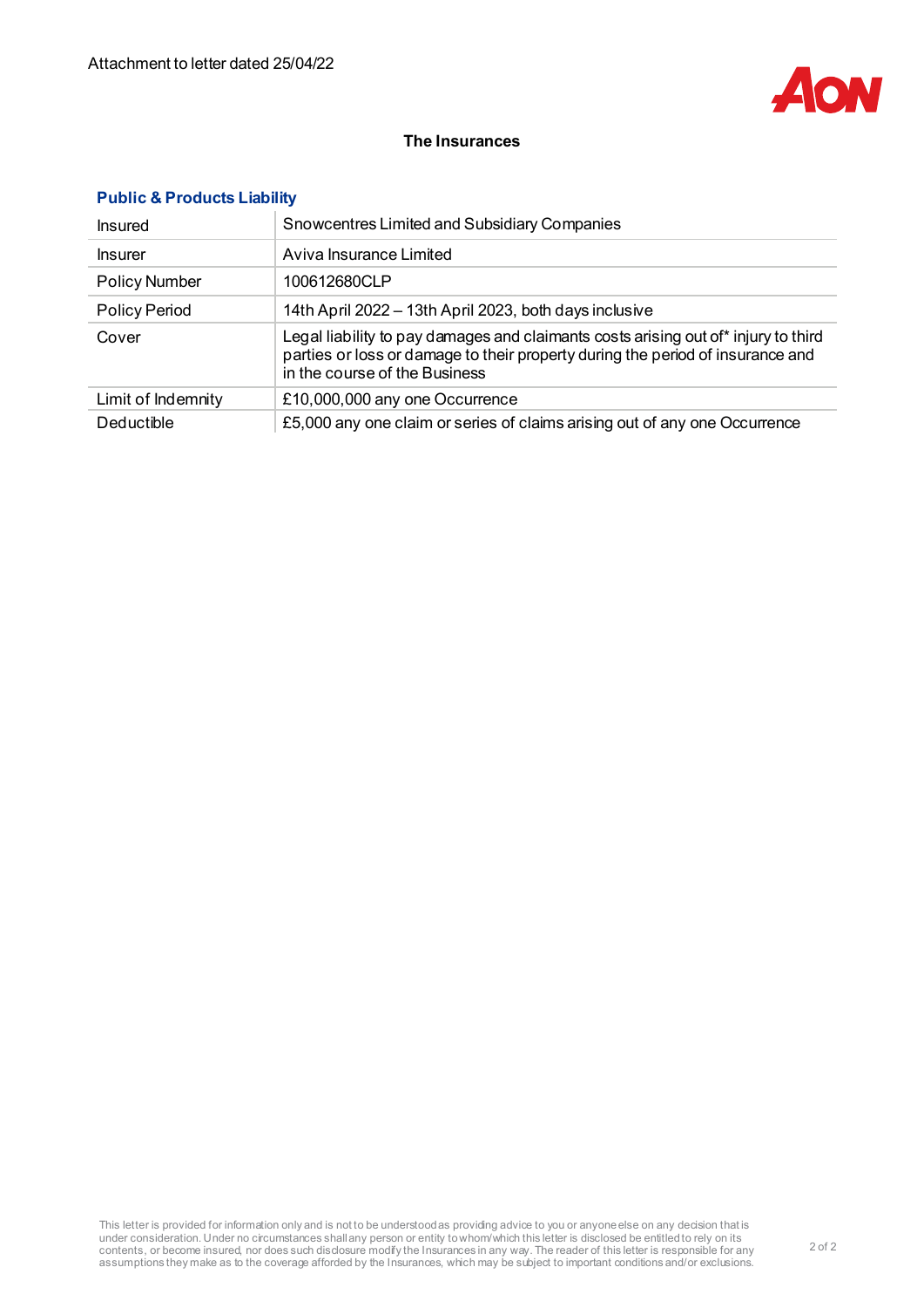Attachment to letter dated 25/04/22

**The Insurances**

### Public & Products Liability

| | |
|---|---|
| Insured | Snowcentres Limited and Subsidiary Companies |
| Insurer | Aviva Insurance Limited |
| Policy Number | 100612680CLP |
| Policy Period | 14th April 2022 – 13th April 2023, both days inclusive |
| Cover | Legal liability to pay damages and claimants costs arising out of* injury to third parties or loss or damage to their property during the period of insurance and in the course of the Business |
| Limit of Indemnity | £10,000,000 any one Occurrence |
| Deductible | £5,000 any one claim or series of claims arising out of any one Occurrence |

This letter is provided for information only and is not to be understood as providing advice to you or anyone else on any decision that is under consideration. Under no circumstances shall any person or entity to whom/which this letter is disclosed be entitled to rely on its contents, or become insured, nor does such disclosure modify the Insurances in any way. The reader of this letter is responsible for any assumptions they make as to the coverage afforded by the Insurances, which may be subject to important conditions and/or exclusions.